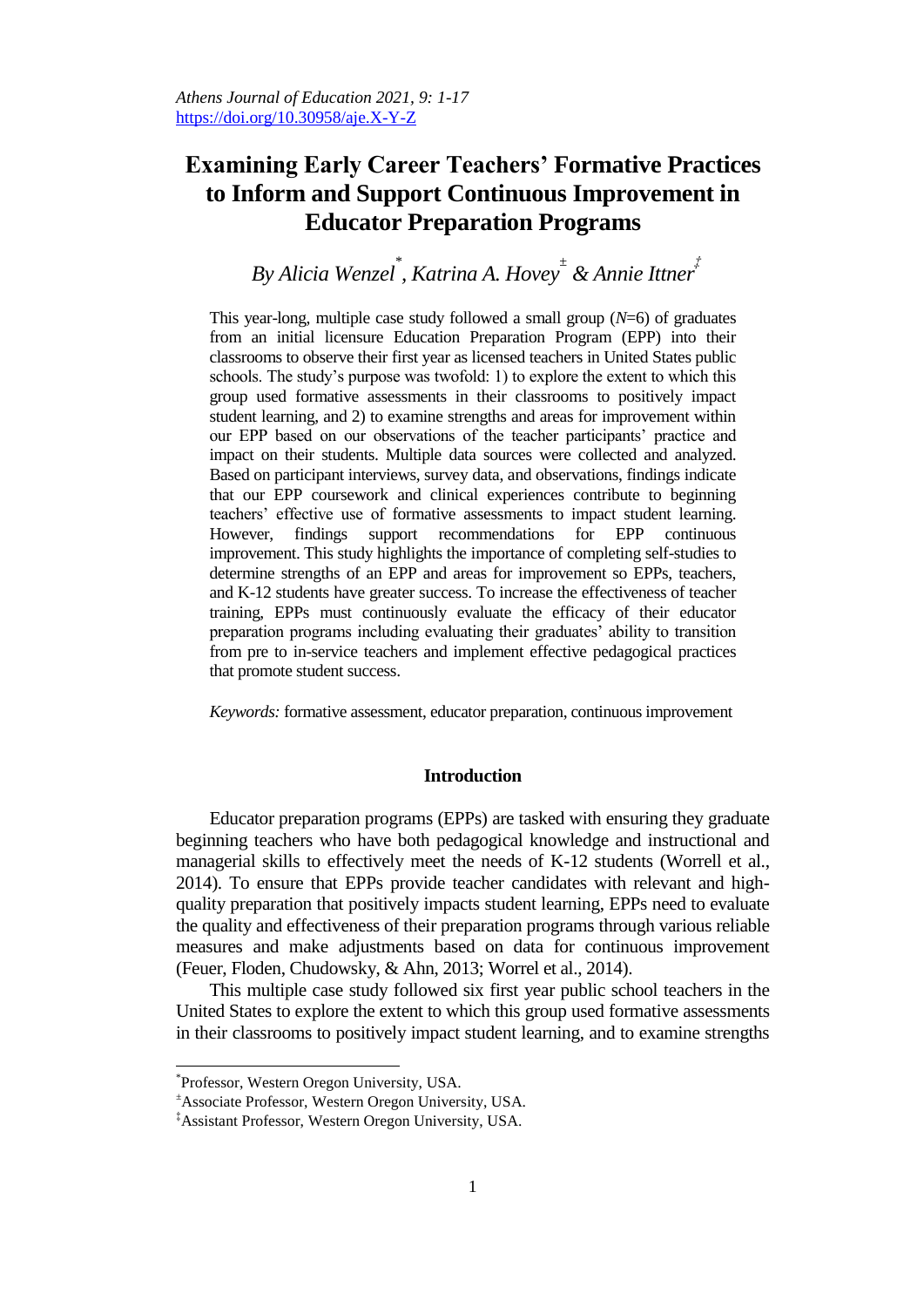# Examining Early Career Teachers' Formative Practices to Inform and Support Continuous Improvement in Educator Preparation Programs

*By Alicia Wenzel[*], Katrina A. Hovey[±] & Annie Ittner[‡]*

This year-long, multiple case study followed a small group (*N*=6) of graduates from an initial licensure Education Preparation Program (EPP) into their classrooms to observe their first year as licensed teachers in United States public schools. The study's purpose was twofold: 1) to explore the extent to which this group used formative assessments in their classrooms to positively impact student learning, and 2) to examine strengths and areas for improvement within our EPP based on our observations of the teacher participants' practice and impact on their students. Multiple data sources were collected and analyzed. Based on participant interviews, survey data, and observations, findings indicate that our EPP coursework and clinical experiences contribute to beginning teachers' effective use of formative assessments to impact student learning. However, findings support recommendations for EPP continuous improvement. This study highlights the importance of completing self-studies to determine strengths of an EPP and areas for improvement so EPPs, teachers, and K-12 students have greater success. To increase the effectiveness of teacher training, EPPs must continuously evaluate the efficacy of their educator preparation programs including evaluating their graduates' ability to transition from pre to in-service teachers and implement effective pedagogical practices that promote student success.

*Keywords:* formative assessment, educator preparation, continuous improvement

## Introduction

Educator preparation programs (EPPs) are tasked with ensuring they graduate beginning teachers who have both pedagogical knowledge and instructional and managerial skills to effectively meet the needs of K-12 students (Worrell et al., 2014). To ensure that EPPs provide teacher candidates with relevant and high-quality preparation that positively impacts student learning, EPPs need to evaluate the quality and effectiveness of their preparation programs through various reliable measures and make adjustments based on data for continuous improvement (Feuer, Floden, Chudowsky, & Ahn, 2013; Worrel et al., 2014).

This multiple case study followed six first year public school teachers in the United States to explore the extent to which this group used formative assessments in their classrooms to positively impact student learning, and to examine strengths

---

[*] Professor, Western Oregon University, USA.

[±] Associate Professor, Western Oregon University, USA.

[‡] Assistant Professor, Western Oregon University, USA.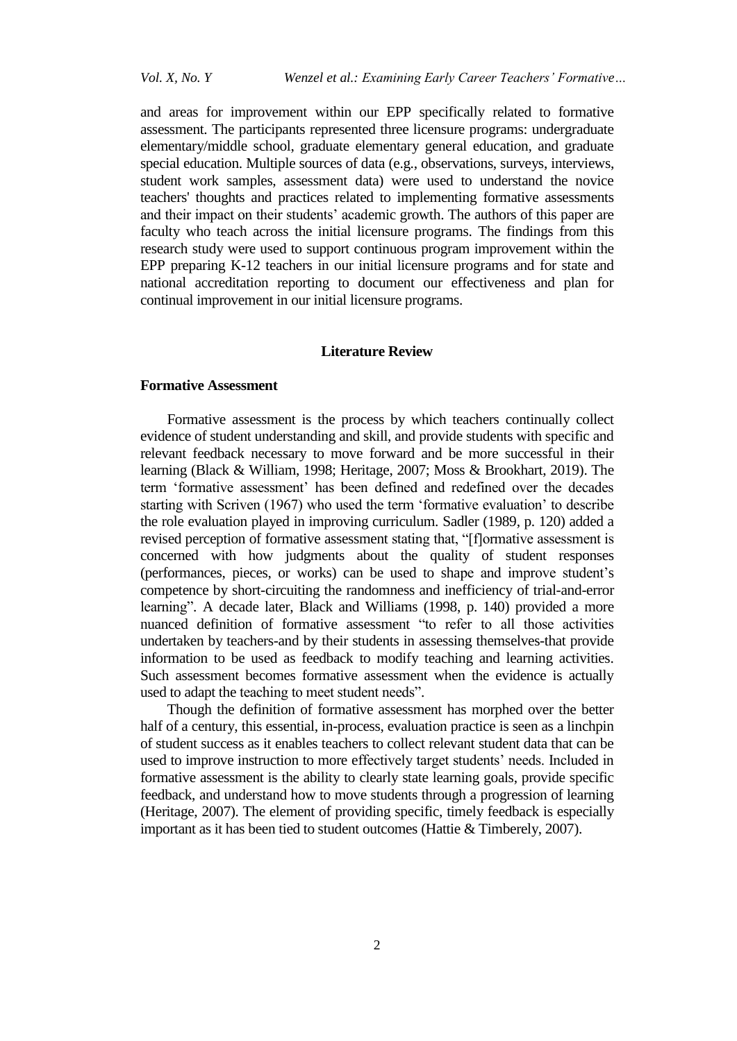and areas for improvement within our EPP specifically related to formative assessment. The participants represented three licensure programs: undergraduate elementary/middle school, graduate elementary general education, and graduate special education. Multiple sources of data (e.g., observations, surveys, interviews, student work samples, assessment data) were used to understand the novice teachers' thoughts and practices related to implementing formative assessments and their impact on their students' academic growth. The authors of this paper are faculty who teach across the initial licensure programs. The findings from this research study were used to support continuous program improvement within the EPP preparing K-12 teachers in our initial licensure programs and for state and national accreditation reporting to document our effectiveness and plan for continual improvement in our initial licensure programs.

## Literature Review

### Formative Assessment

Formative assessment is the process by which teachers continually collect evidence of student understanding and skill, and provide students with specific and relevant feedback necessary to move forward and be more successful in their learning (Black & William, 1998; Heritage, 2007; Moss & Brookhart, 2019). The term 'formative assessment' has been defined and redefined over the decades starting with Scriven (1967) who used the term 'formative evaluation' to describe the role evaluation played in improving curriculum. Sadler (1989, p. 120) added a revised perception of formative assessment stating that, "[f]ormative assessment is concerned with how judgments about the quality of student responses (performances, pieces, or works) can be used to shape and improve student's competence by short-circuiting the randomness and inefficiency of trial-and-error learning". A decade later, Black and Williams (1998, p. 140) provided a more nuanced definition of formative assessment "to refer to all those activities undertaken by teachers-and by their students in assessing themselves-that provide information to be used as feedback to modify teaching and learning activities. Such assessment becomes formative assessment when the evidence is actually used to adapt the teaching to meet student needs".

Though the definition of formative assessment has morphed over the better half of a century, this essential, in-process, evaluation practice is seen as a linchpin of student success as it enables teachers to collect relevant student data that can be used to improve instruction to more effectively target students' needs. Included in formative assessment is the ability to clearly state learning goals, provide specific feedback, and understand how to move students through a progression of learning (Heritage, 2007). The element of providing specific, timely feedback is especially important as it has been tied to student outcomes (Hattie & Timberely, 2007).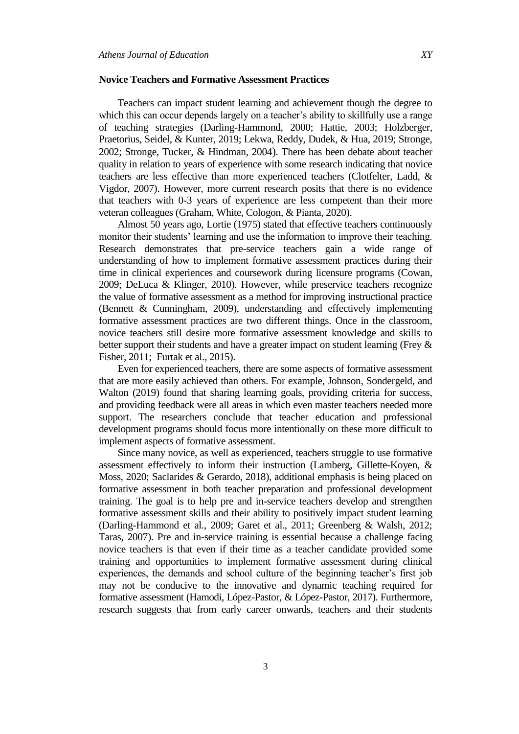### Novice Teachers and Formative Assessment Practices

Teachers can impact student learning and achievement though the degree to which this can occur depends largely on a teacher's ability to skillfully use a range of teaching strategies (Darling-Hammond, 2000; Hattie, 2003; Holzberger, Praetorius, Seidel, & Kunter, 2019; Lekwa, Reddy, Dudek, & Hua, 2019; Stronge, 2002; Stronge, Tucker, & Hindman, 2004). There has been debate about teacher quality in relation to years of experience with some research indicating that novice teachers are less effective than more experienced teachers (Clotfelter, Ladd, & Vigdor, 2007). However, more current research posits that there is no evidence that teachers with 0-3 years of experience are less competent than their more veteran colleagues (Graham, White, Cologon, & Pianta, 2020).

Almost 50 years ago, Lortie (1975) stated that effective teachers continuously monitor their students' learning and use the information to improve their teaching. Research demonstrates that pre-service teachers gain a wide range of understanding of how to implement formative assessment practices during their time in clinical experiences and coursework during licensure programs (Cowan, 2009; DeLuca & Klinger, 2010). However, while preservice teachers recognize the value of formative assessment as a method for improving instructional practice (Bennett & Cunningham, 2009), understanding and effectively implementing formative assessment practices are two different things. Once in the classroom, novice teachers still desire more formative assessment knowledge and skills to better support their students and have a greater impact on student learning (Frey & Fisher, 2011; Furtak et al., 2015).

Even for experienced teachers, there are some aspects of formative assessment that are more easily achieved than others. For example, Johnson, Sondergeld, and Walton (2019) found that sharing learning goals, providing criteria for success, and providing feedback were all areas in which even master teachers needed more support. The researchers conclude that teacher education and professional development programs should focus more intentionally on these more difficult to implement aspects of formative assessment.

Since many novice, as well as experienced, teachers struggle to use formative assessment effectively to inform their instruction (Lamberg, Gillette-Koyen, & Moss, 2020; Saclarides & Gerardo, 2018), additional emphasis is being placed on formative assessment in both teacher preparation and professional development training. The goal is to help pre and in-service teachers develop and strengthen formative assessment skills and their ability to positively impact student learning (Darling-Hammond et al., 2009; Garet et al., 2011; Greenberg & Walsh, 2012; Taras, 2007). Pre and in-service training is essential because a challenge facing novice teachers is that even if their time as a teacher candidate provided some training and opportunities to implement formative assessment during clinical experiences, the demands and school culture of the beginning teacher's first job may not be conducive to the innovative and dynamic teaching required for formative assessment (Hamodi, López-Pastor, & López-Pastor, 2017). Furthermore, research suggests that from early career onwards, teachers and their students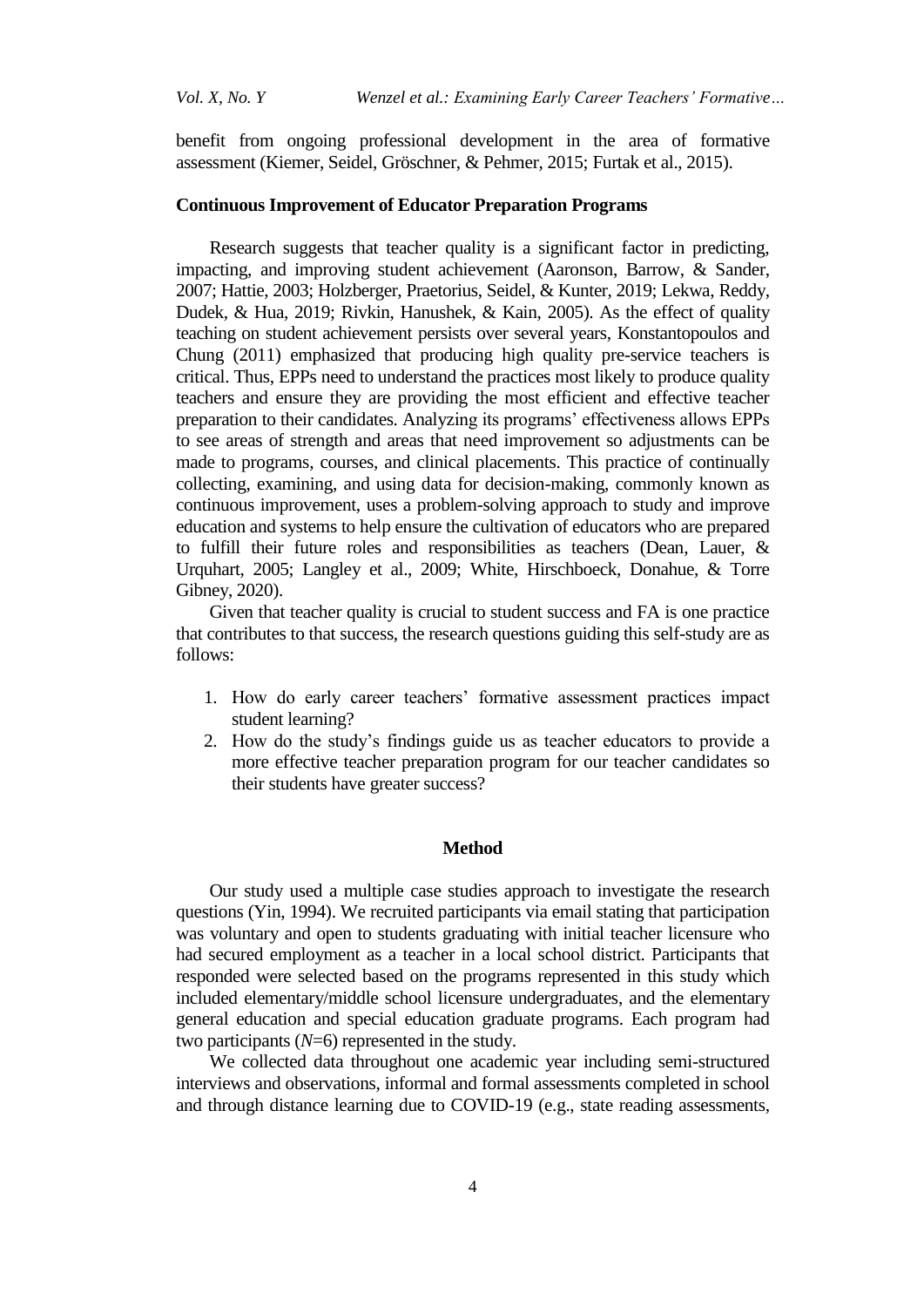benefit from ongoing professional development in the area of formative assessment (Kiemer, Seidel, Gröschner, & Pehmer, 2015; Furtak et al., 2015).

### Continuous Improvement of Educator Preparation Programs

Research suggests that teacher quality is a significant factor in predicting, impacting, and improving student achievement (Aaronson, Barrow, & Sander, 2007; Hattie, 2003; Holzberger, Praetorius, Seidel, & Kunter, 2019; Lekwa, Reddy, Dudek, & Hua, 2019; Rivkin, Hanushek, & Kain, 2005). As the effect of quality teaching on student achievement persists over several years, Konstantopoulos and Chung (2011) emphasized that producing high quality pre-service teachers is critical. Thus, EPPs need to understand the practices most likely to produce quality teachers and ensure they are providing the most efficient and effective teacher preparation to their candidates. Analyzing its programs' effectiveness allows EPPs to see areas of strength and areas that need improvement so adjustments can be made to programs, courses, and clinical placements. This practice of continually collecting, examining, and using data for decision-making, commonly known as continuous improvement, uses a problem-solving approach to study and improve education and systems to help ensure the cultivation of educators who are prepared to fulfill their future roles and responsibilities as teachers (Dean, Lauer, & Urquhart, 2005; Langley et al., 2009; White, Hirschboeck, Donahue, & Torre Gibney, 2020).

Given that teacher quality is crucial to student success and FA is one practice that contributes to that success, the research questions guiding this self-study are as follows:

1. How do early career teachers' formative assessment practices impact student learning?
2. How do the study's findings guide us as teacher educators to provide a more effective teacher preparation program for our teacher candidates so their students have greater success?

## Method

Our study used a multiple case studies approach to investigate the research questions (Yin, 1994). We recruited participants via email stating that participation was voluntary and open to students graduating with initial teacher licensure who had secured employment as a teacher in a local school district. Participants that responded were selected based on the programs represented in this study which included elementary/middle school licensure undergraduates, and the elementary general education and special education graduate programs. Each program had two participants ($N$=6) represented in the study.

We collected data throughout one academic year including semi-structured interviews and observations, informal and formal assessments completed in school and through distance learning due to COVID-19 (e.g., state reading assessments,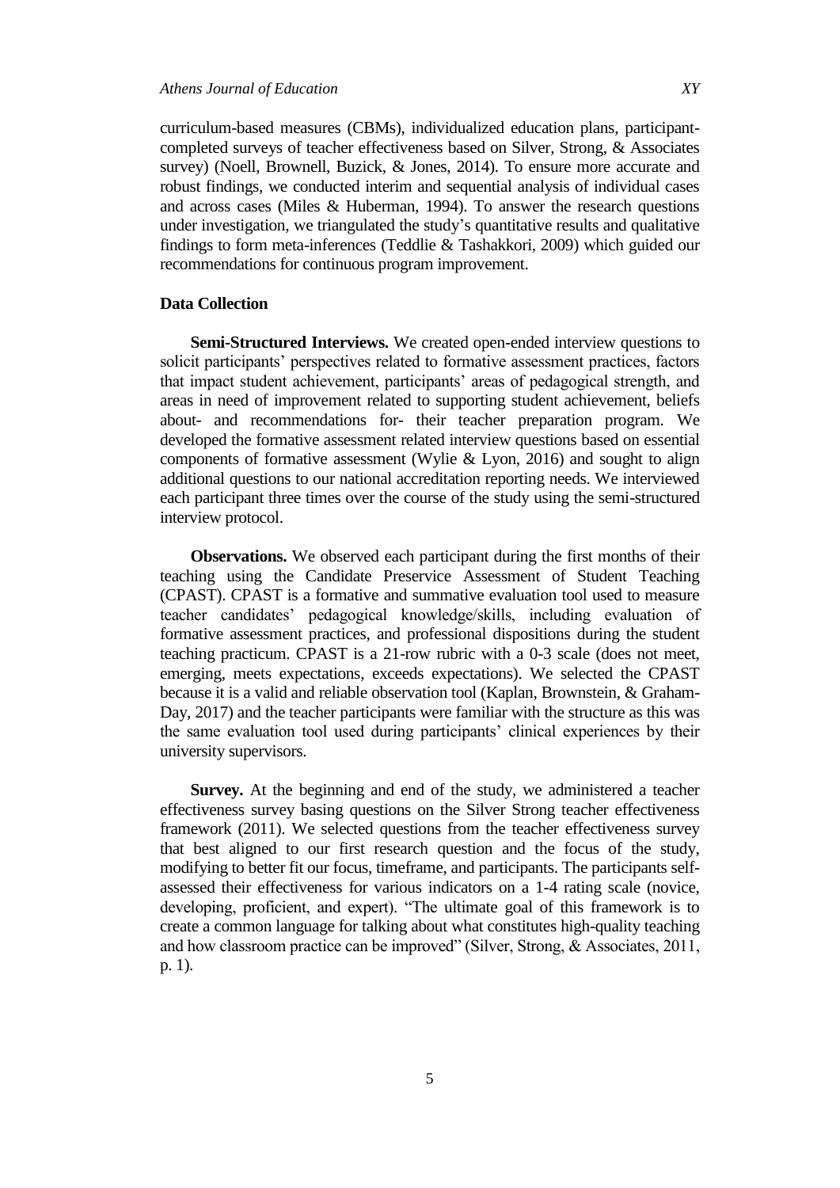curriculum-based measures (CBMs), individualized education plans, participant-completed surveys of teacher effectiveness based on Silver, Strong, & Associates survey) (Noell, Brownell, Buzick, & Jones, 2014). To ensure more accurate and robust findings, we conducted interim and sequential analysis of individual cases and across cases (Miles & Huberman, 1994). To answer the research questions under investigation, we triangulated the study's quantitative results and qualitative findings to form meta-inferences (Teddlie & Tashakkori, 2009) which guided our recommendations for continuous program improvement.

### Data Collection

**Semi-Structured Interviews.** We created open-ended interview questions to solicit participants' perspectives related to formative assessment practices, factors that impact student achievement, participants' areas of pedagogical strength, and areas in need of improvement related to supporting student achievement, beliefs about- and recommendations for- their teacher preparation program. We developed the formative assessment related interview questions based on essential components of formative assessment (Wylie & Lyon, 2016) and sought to align additional questions to our national accreditation reporting needs. We interviewed each participant three times over the course of the study using the semi-structured interview protocol.

**Observations.** We observed each participant during the first months of their teaching using the Candidate Preservice Assessment of Student Teaching (CPAST). CPAST is a formative and summative evaluation tool used to measure teacher candidates' pedagogical knowledge/skills, including evaluation of formative assessment practices, and professional dispositions during the student teaching practicum. CPAST is a 21-row rubric with a 0-3 scale (does not meet, emerging, meets expectations, exceeds expectations). We selected the CPAST because it is a valid and reliable observation tool (Kaplan, Brownstein, & Graham-Day, 2017) and the teacher participants were familiar with the structure as this was the same evaluation tool used during participants' clinical experiences by their university supervisors.

**Survey.** At the beginning and end of the study, we administered a teacher effectiveness survey basing questions on the Silver Strong teacher effectiveness framework (2011). We selected questions from the teacher effectiveness survey that best aligned to our first research question and the focus of the study, modifying to better fit our focus, timeframe, and participants. The participants self-assessed their effectiveness for various indicators on a 1-4 rating scale (novice, developing, proficient, and expert). "The ultimate goal of this framework is to create a common language for talking about what constitutes high-quality teaching and how classroom practice can be improved" (Silver, Strong, & Associates, 2011, p. 1).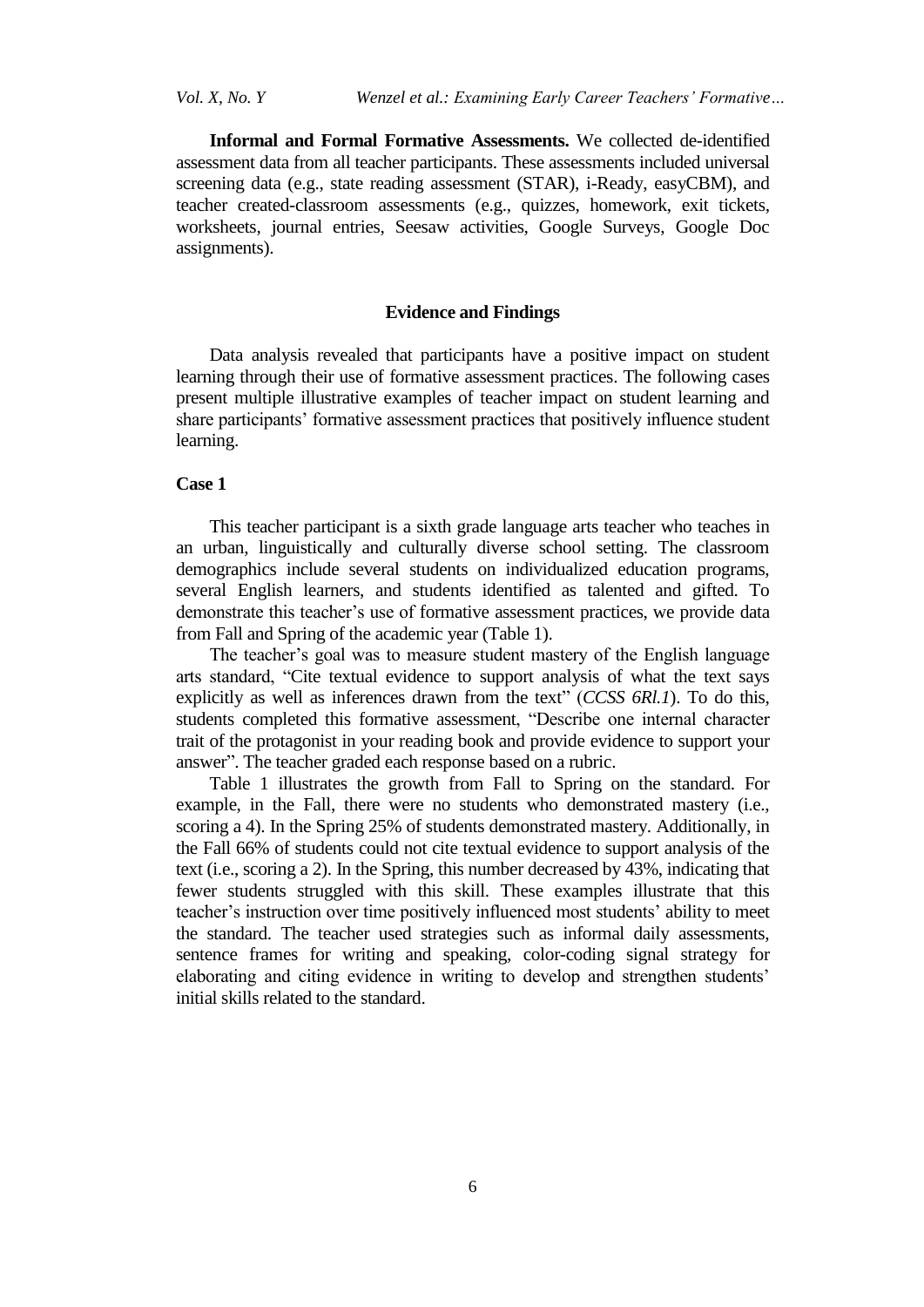**Informal and Formal Formative Assessments.** We collected de-identified assessment data from all teacher participants. These assessments included universal screening data (e.g., state reading assessment (STAR), i-Ready, easyCBM), and teacher created-classroom assessments (e.g., quizzes, homework, exit tickets, worksheets, journal entries, Seesaw activities, Google Surveys, Google Doc assignments).

## Evidence and Findings

Data analysis revealed that participants have a positive impact on student learning through their use of formative assessment practices. The following cases present multiple illustrative examples of teacher impact on student learning and share participants' formative assessment practices that positively influence student learning.

### Case 1

This teacher participant is a sixth grade language arts teacher who teaches in an urban, linguistically and culturally diverse school setting. The classroom demographics include several students on individualized education programs, several English learners, and students identified as talented and gifted. To demonstrate this teacher's use of formative assessment practices, we provide data from Fall and Spring of the academic year (Table 1).

The teacher's goal was to measure student mastery of the English language arts standard, "Cite textual evidence to support analysis of what the text says explicitly as well as inferences drawn from the text" (*CCSS 6Rl.1*). To do this, students completed this formative assessment, "Describe one internal character trait of the protagonist in your reading book and provide evidence to support your answer". The teacher graded each response based on a rubric.

Table 1 illustrates the growth from Fall to Spring on the standard. For example, in the Fall, there were no students who demonstrated mastery (i.e., scoring a 4). In the Spring 25% of students demonstrated mastery. Additionally, in the Fall 66% of students could not cite textual evidence to support analysis of the text (i.e., scoring a 2). In the Spring, this number decreased by 43%, indicating that fewer students struggled with this skill. These examples illustrate that this teacher's instruction over time positively influenced most students' ability to meet the standard. The teacher used strategies such as informal daily assessments, sentence frames for writing and speaking, color-coding signal strategy for elaborating and citing evidence in writing to develop and strengthen students' initial skills related to the standard.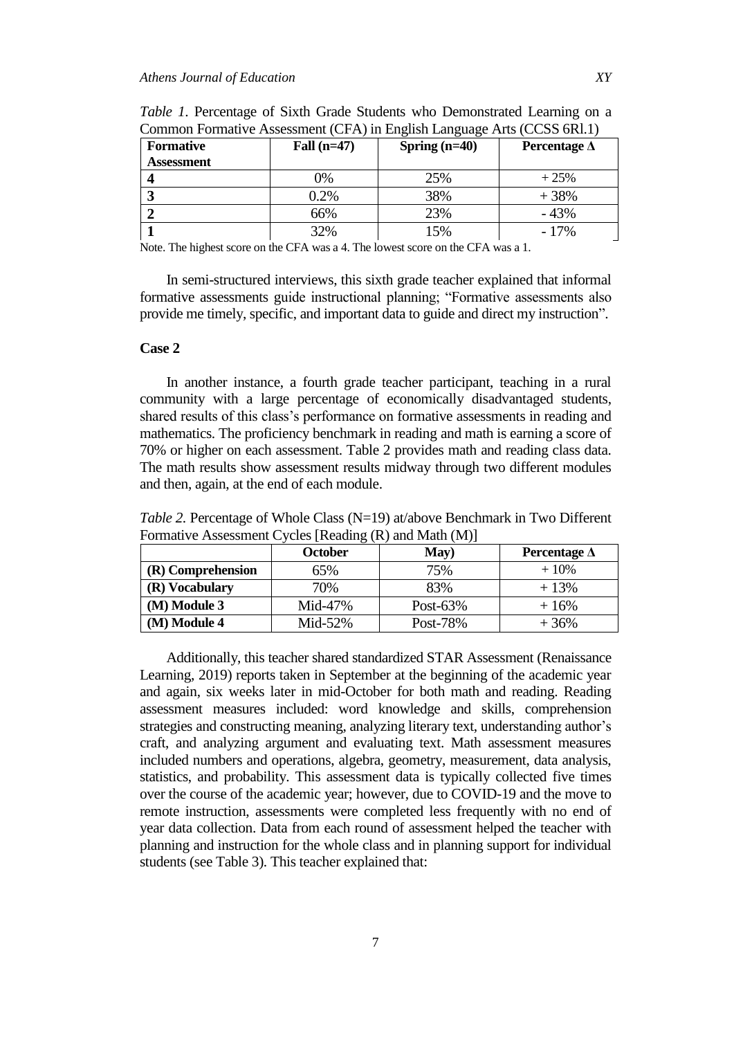*Table 1.* Percentage of Sixth Grade Students who Demonstrated Learning on a Common Formative Assessment (CFA) in English Language Arts (CCSS 6Rl.1)

| Formative Assessment | Fall (n=47) | Spring (n=40) | Percentage Δ |
|---|---|---|---|
| **4** | 0% | 25% | + 25% |
| **3** | 0.2% | 38% | + 38% |
| **2** | 66% | 23% | - 43% |
| **1** | 32% | 15% | - 17% |

Note. The highest score on the CFA was a 4. The lowest score on the CFA was a 1.

In semi-structured interviews, this sixth grade teacher explained that informal formative assessments guide instructional planning; "Formative assessments also provide me timely, specific, and important data to guide and direct my instruction".

### Case 2

In another instance, a fourth grade teacher participant, teaching in a rural community with a large percentage of economically disadvantaged students, shared results of this class's performance on formative assessments in reading and mathematics. The proficiency benchmark in reading and math is earning a score of 70% or higher on each assessment. Table 2 provides math and reading class data. The math results show assessment results midway through two different modules and then, again, at the end of each module.

*Table 2.* Percentage of Whole Class (N=19) at/above Benchmark in Two Different Formative Assessment Cycles [Reading (R) and Math (M)]

| | October | May) | Percentage Δ |
|---|---|---|---|
| **(R) Comprehension** | 65% | 75% | + 10% |
| **(R) Vocabulary** | 70% | 83% | + 13% |
| **(M) Module 3** | Mid-47% | Post-63% | + 16% |
| **(M) Module 4** | Mid-52% | Post-78% | + 36% |

Additionally, this teacher shared standardized STAR Assessment (Renaissance Learning, 2019) reports taken in September at the beginning of the academic year and again, six weeks later in mid-October for both math and reading. Reading assessment measures included: word knowledge and skills, comprehension strategies and constructing meaning, analyzing literary text, understanding author's craft, and analyzing argument and evaluating text. Math assessment measures included numbers and operations, algebra, geometry, measurement, data analysis, statistics, and probability. This assessment data is typically collected five times over the course of the academic year; however, due to COVID-19 and the move to remote instruction, assessments were completed less frequently with no end of year data collection. Data from each round of assessment helped the teacher with planning and instruction for the whole class and in planning support for individual students (see Table 3). This teacher explained that: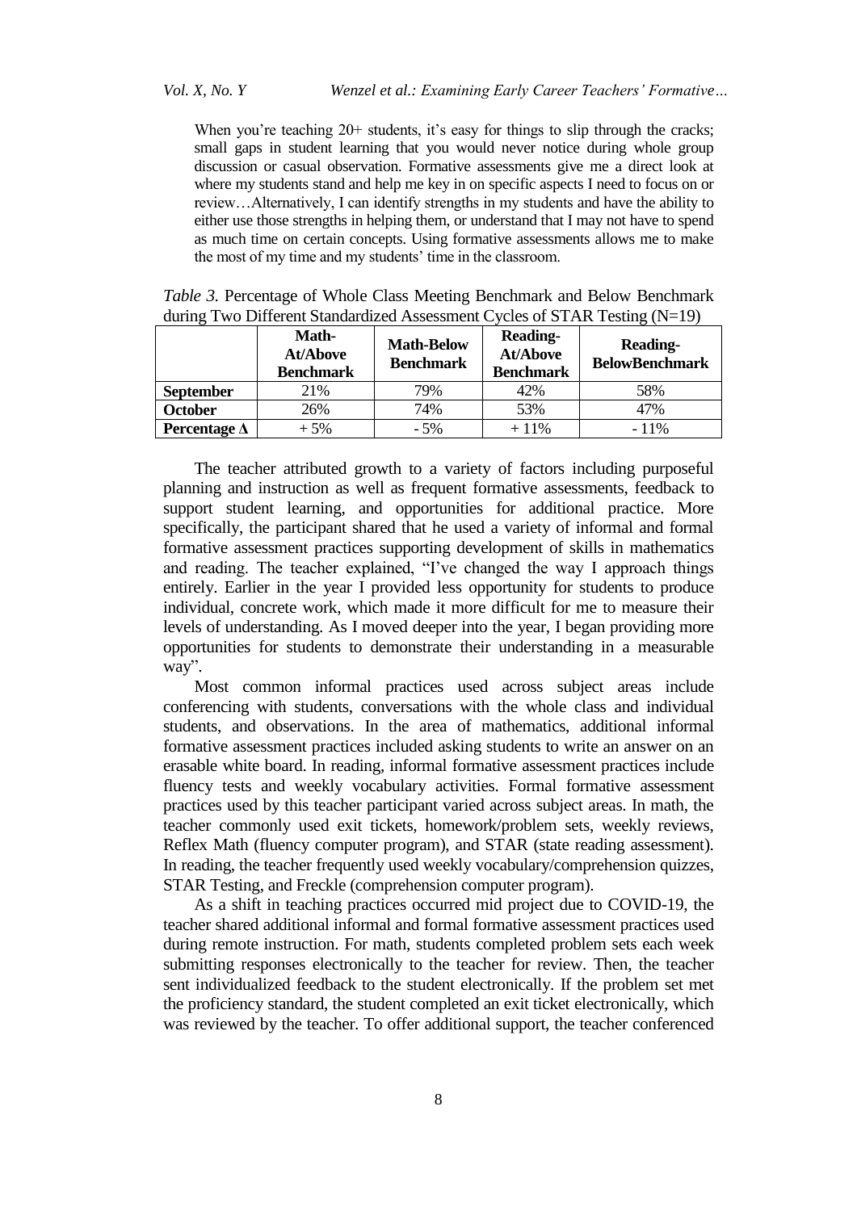> When you're teaching 20+ students, it's easy for things to slip through the cracks; small gaps in student learning that you would never notice during whole group discussion or casual observation. Formative assessments give me a direct look at where my students stand and help me key in on specific aspects I need to focus on or review…Alternatively, I can identify strengths in my students and have the ability to either use those strengths in helping them, or understand that I may not have to spend as much time on certain concepts. Using formative assessments allows me to make the most of my time and my students' time in the classroom.

*Table 3.* Percentage of Whole Class Meeting Benchmark and Below Benchmark during Two Different Standardized Assessment Cycles of STAR Testing (N=19)

| | **Math-At/Above Benchmark** | **Math-Below Benchmark** | **Reading-At/Above Benchmark** | **Reading-BelowBenchmark** |
|---|---|---|---|---|
| **September** | 21% | 79% | 42% | 58% |
| **October** | 26% | 74% | 53% | 47% |
| **Percentage Δ** | + 5% | - 5% | + 11% | - 11% |

The teacher attributed growth to a variety of factors including purposeful planning and instruction as well as frequent formative assessments, feedback to support student learning, and opportunities for additional practice. More specifically, the participant shared that he used a variety of informal and formal formative assessment practices supporting development of skills in mathematics and reading. The teacher explained, "I've changed the way I approach things entirely. Earlier in the year I provided less opportunity for students to produce individual, concrete work, which made it more difficult for me to measure their levels of understanding. As I moved deeper into the year, I began providing more opportunities for students to demonstrate their understanding in a measurable way".

Most common informal practices used across subject areas include conferencing with students, conversations with the whole class and individual students, and observations. In the area of mathematics, additional informal formative assessment practices included asking students to write an answer on an erasable white board. In reading, informal formative assessment practices include fluency tests and weekly vocabulary activities. Formal formative assessment practices used by this teacher participant varied across subject areas. In math, the teacher commonly used exit tickets, homework/problem sets, weekly reviews, Reflex Math (fluency computer program), and STAR (state reading assessment). In reading, the teacher frequently used weekly vocabulary/comprehension quizzes, STAR Testing, and Freckle (comprehension computer program).

As a shift in teaching practices occurred mid project due to COVID-19, the teacher shared additional informal and formal formative assessment practices used during remote instruction. For math, students completed problem sets each week submitting responses electronically to the teacher for review. Then, the teacher sent individualized feedback to the student electronically. If the problem set met the proficiency standard, the student completed an exit ticket electronically, which was reviewed by the teacher. To offer additional support, the teacher conferenced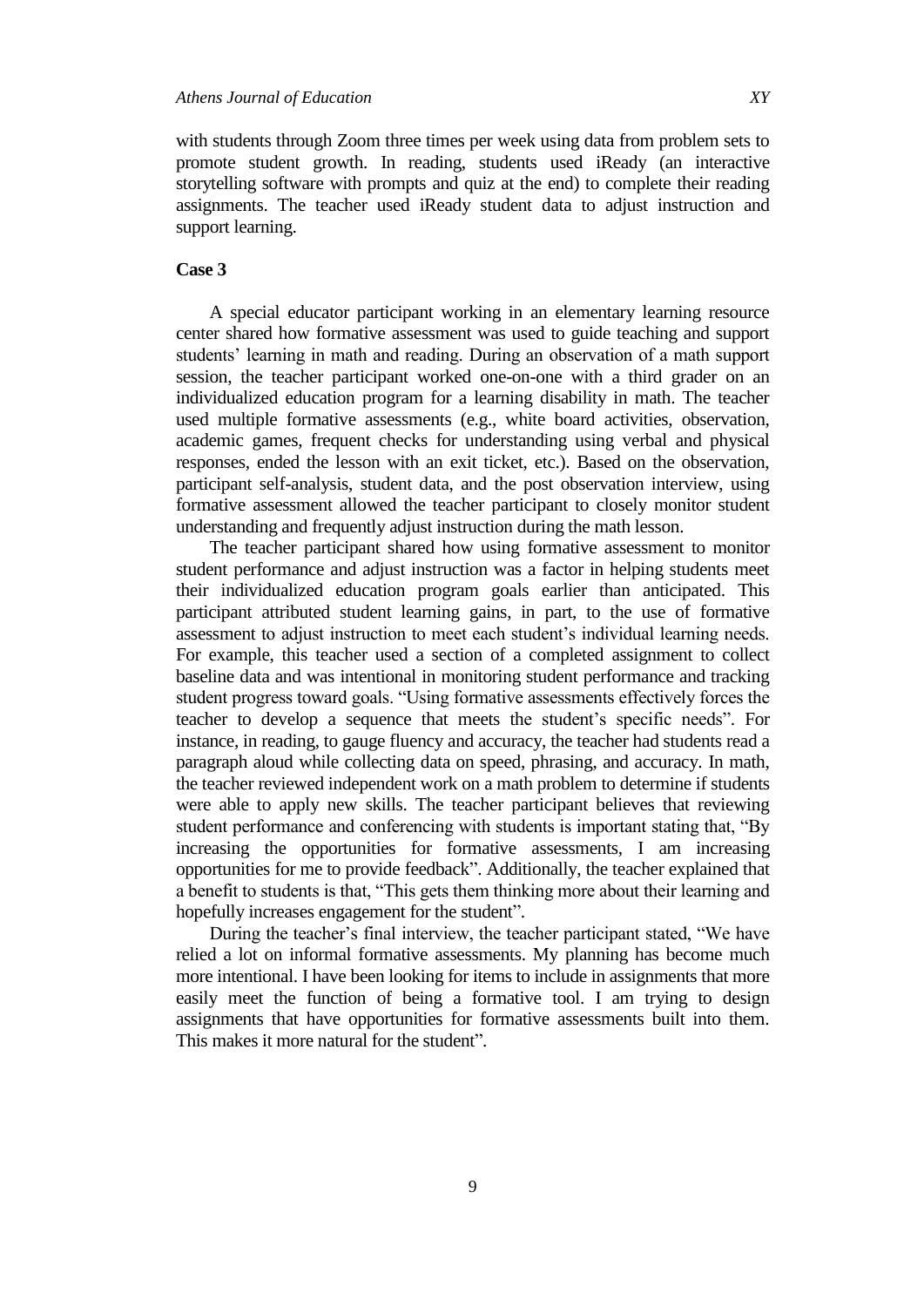with students through Zoom three times per week using data from problem sets to promote student growth. In reading, students used iReady (an interactive storytelling software with prompts and quiz at the end) to complete their reading assignments. The teacher used iReady student data to adjust instruction and support learning.

**Case 3**

A special educator participant working in an elementary learning resource center shared how formative assessment was used to guide teaching and support students' learning in math and reading. During an observation of a math support session, the teacher participant worked one-on-one with a third grader on an individualized education program for a learning disability in math. The teacher used multiple formative assessments (e.g., white board activities, observation, academic games, frequent checks for understanding using verbal and physical responses, ended the lesson with an exit ticket, etc.). Based on the observation, participant self-analysis, student data, and the post observation interview, using formative assessment allowed the teacher participant to closely monitor student understanding and frequently adjust instruction during the math lesson.

The teacher participant shared how using formative assessment to monitor student performance and adjust instruction was a factor in helping students meet their individualized education program goals earlier than anticipated. This participant attributed student learning gains, in part, to the use of formative assessment to adjust instruction to meet each student's individual learning needs. For example, this teacher used a section of a completed assignment to collect baseline data and was intentional in monitoring student performance and tracking student progress toward goals. "Using formative assessments effectively forces the teacher to develop a sequence that meets the student's specific needs". For instance, in reading, to gauge fluency and accuracy, the teacher had students read a paragraph aloud while collecting data on speed, phrasing, and accuracy. In math, the teacher reviewed independent work on a math problem to determine if students were able to apply new skills. The teacher participant believes that reviewing student performance and conferencing with students is important stating that, "By increasing the opportunities for formative assessments, I am increasing opportunities for me to provide feedback". Additionally, the teacher explained that a benefit to students is that, "This gets them thinking more about their learning and hopefully increases engagement for the student".

During the teacher's final interview, the teacher participant stated, "We have relied a lot on informal formative assessments. My planning has become much more intentional. I have been looking for items to include in assignments that more easily meet the function of being a formative tool. I am trying to design assignments that have opportunities for formative assessments built into them. This makes it more natural for the student".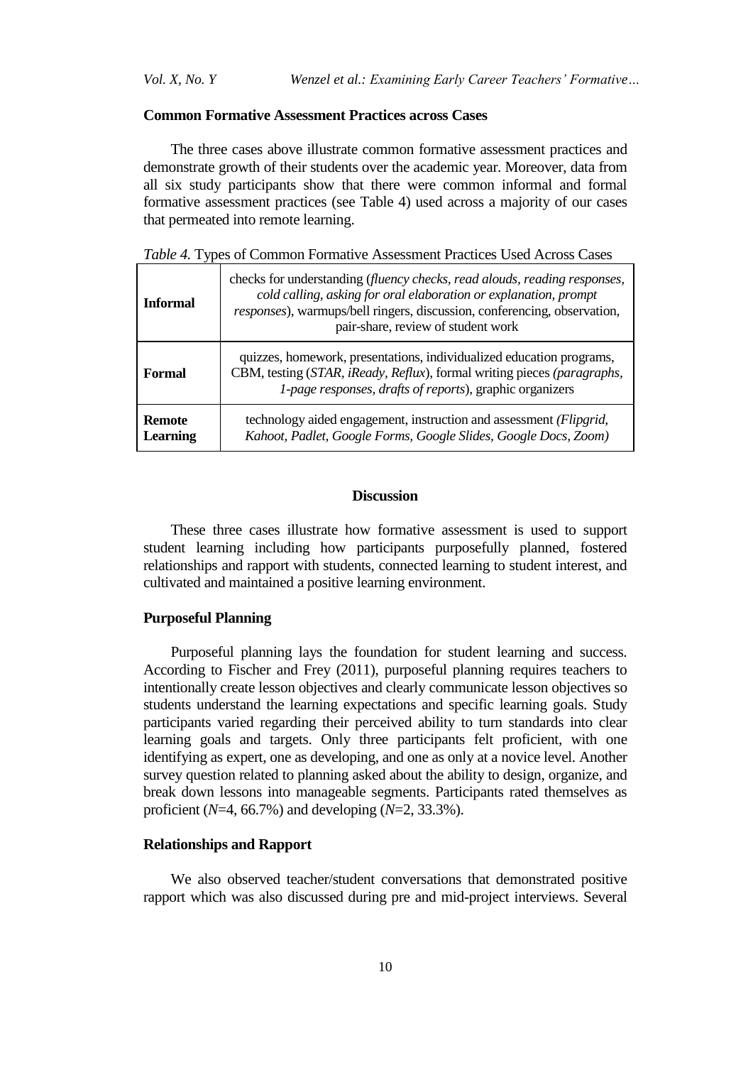### Common Formative Assessment Practices across Cases

The three cases above illustrate common formative assessment practices and demonstrate growth of their students over the academic year. Moreover, data from all six study participants show that there were common informal and formal formative assessment practices (see Table 4) used across a majority of our cases that permeated into remote learning.

*Table 4.* Types of Common Formative Assessment Practices Used Across Cases

| | |
|---|---|
| **Informal** | checks for understanding (*fluency checks, read alouds, reading responses, cold calling, asking for oral elaboration or explanation, prompt responses*), warmups/bell ringers, discussion, conferencing, observation, pair-share, review of student work |
| **Formal** | quizzes, homework, presentations, individualized education programs, CBM, testing (*STAR, iReady, Reflux*), formal writing pieces *(paragraphs, 1-page responses, drafts of reports*), graphic organizers |
| **Remote Learning** | technology aided engagement, instruction and assessment *(Flipgrid, Kahoot, Padlet, Google Forms, Google Slides, Google Docs, Zoom)* |

## Discussion

These three cases illustrate how formative assessment is used to support student learning including how participants purposefully planned, fostered relationships and rapport with students, connected learning to student interest, and cultivated and maintained a positive learning environment.

### Purposeful Planning

Purposeful planning lays the foundation for student learning and success. According to Fischer and Frey (2011), purposeful planning requires teachers to intentionally create lesson objectives and clearly communicate lesson objectives so students understand the learning expectations and specific learning goals. Study participants varied regarding their perceived ability to turn standards into clear learning goals and targets. Only three participants felt proficient, with one identifying as expert, one as developing, and one as only at a novice level. Another survey question related to planning asked about the ability to design, organize, and break down lessons into manageable segments. Participants rated themselves as proficient ($N$=4, 66.7%) and developing ($N$=2, 33.3%).

### Relationships and Rapport

We also observed teacher/student conversations that demonstrated positive rapport which was also discussed during pre and mid-project interviews. Several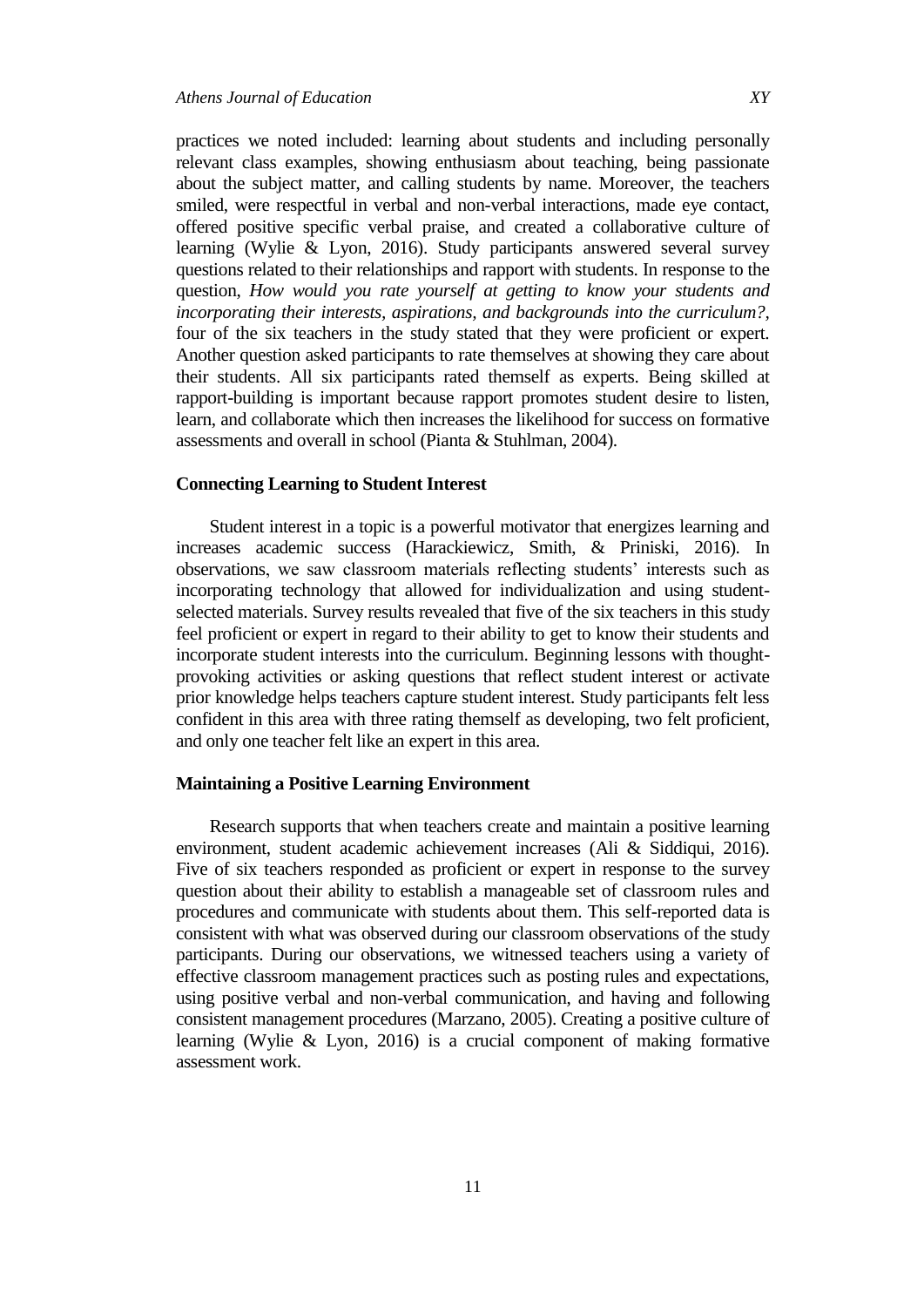practices we noted included: learning about students and including personally relevant class examples, showing enthusiasm about teaching, being passionate about the subject matter, and calling students by name. Moreover, the teachers smiled, were respectful in verbal and non-verbal interactions, made eye contact, offered positive specific verbal praise, and created a collaborative culture of learning (Wylie & Lyon, 2016). Study participants answered several survey questions related to their relationships and rapport with students. In response to the question, *How would you rate yourself at getting to know your students and incorporating their interests, aspirations, and backgrounds into the curriculum?*, four of the six teachers in the study stated that they were proficient or expert. Another question asked participants to rate themselves at showing they care about their students. All six participants rated themself as experts. Being skilled at rapport-building is important because rapport promotes student desire to listen, learn, and collaborate which then increases the likelihood for success on formative assessments and overall in school (Pianta & Stuhlman, 2004).

### Connecting Learning to Student Interest

Student interest in a topic is a powerful motivator that energizes learning and increases academic success (Harackiewicz, Smith, & Priniski, 2016). In observations, we saw classroom materials reflecting students' interests such as incorporating technology that allowed for individualization and using student-selected materials. Survey results revealed that five of the six teachers in this study feel proficient or expert in regard to their ability to get to know their students and incorporate student interests into the curriculum. Beginning lessons with thought-provoking activities or asking questions that reflect student interest or activate prior knowledge helps teachers capture student interest. Study participants felt less confident in this area with three rating themself as developing, two felt proficient, and only one teacher felt like an expert in this area.

### Maintaining a Positive Learning Environment

Research supports that when teachers create and maintain a positive learning environment, student academic achievement increases (Ali & Siddiqui, 2016). Five of six teachers responded as proficient or expert in response to the survey question about their ability to establish a manageable set of classroom rules and procedures and communicate with students about them. This self-reported data is consistent with what was observed during our classroom observations of the study participants. During our observations, we witnessed teachers using a variety of effective classroom management practices such as posting rules and expectations, using positive verbal and non-verbal communication, and having and following consistent management procedures (Marzano, 2005). Creating a positive culture of learning (Wylie & Lyon, 2016) is a crucial component of making formative assessment work.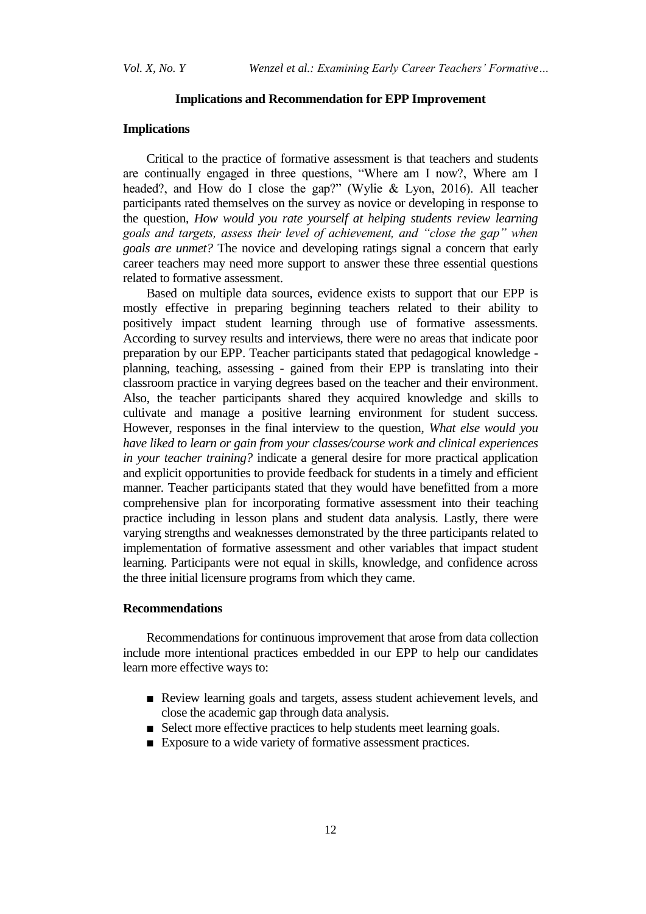## Implications and Recommendation for EPP Improvement

### Implications

Critical to the practice of formative assessment is that teachers and students are continually engaged in three questions, "Where am I now?, Where am I headed?, and How do I close the gap?" (Wylie & Lyon, 2016). All teacher participants rated themselves on the survey as novice or developing in response to the question, *How would you rate yourself at helping students review learning goals and targets, assess their level of achievement, and "close the gap" when goals are unmet?* The novice and developing ratings signal a concern that early career teachers may need more support to answer these three essential questions related to formative assessment.

Based on multiple data sources, evidence exists to support that our EPP is mostly effective in preparing beginning teachers related to their ability to positively impact student learning through use of formative assessments. According to survey results and interviews, there were no areas that indicate poor preparation by our EPP. Teacher participants stated that pedagogical knowledge - planning, teaching, assessing - gained from their EPP is translating into their classroom practice in varying degrees based on the teacher and their environment. Also, the teacher participants shared they acquired knowledge and skills to cultivate and manage a positive learning environment for student success. However, responses in the final interview to the question, *What else would you have liked to learn or gain from your classes/course work and clinical experiences in your teacher training?* indicate a general desire for more practical application and explicit opportunities to provide feedback for students in a timely and efficient manner. Teacher participants stated that they would have benefitted from a more comprehensive plan for incorporating formative assessment into their teaching practice including in lesson plans and student data analysis. Lastly, there were varying strengths and weaknesses demonstrated by the three participants related to implementation of formative assessment and other variables that impact student learning. Participants were not equal in skills, knowledge, and confidence across the three initial licensure programs from which they came.

### Recommendations

Recommendations for continuous improvement that arose from data collection include more intentional practices embedded in our EPP to help our candidates learn more effective ways to:

- Review learning goals and targets, assess student achievement levels, and close the academic gap through data analysis.
- Select more effective practices to help students meet learning goals.
- Exposure to a wide variety of formative assessment practices.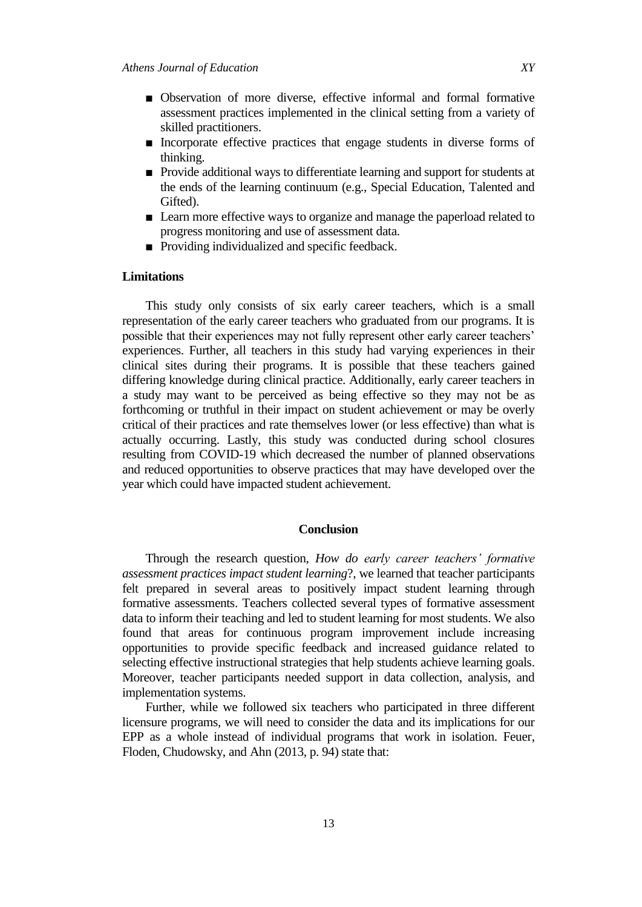- Observation of more diverse, effective informal and formal formative assessment practices implemented in the clinical setting from a variety of skilled practitioners.
- Incorporate effective practices that engage students in diverse forms of thinking.
- Provide additional ways to differentiate learning and support for students at the ends of the learning continuum (e.g., Special Education, Talented and Gifted).
- Learn more effective ways to organize and manage the paperload related to progress monitoring and use of assessment data.
- Providing individualized and specific feedback.

### Limitations

This study only consists of six early career teachers, which is a small representation of the early career teachers who graduated from our programs. It is possible that their experiences may not fully represent other early career teachers' experiences. Further, all teachers in this study had varying experiences in their clinical sites during their programs. It is possible that these teachers gained differing knowledge during clinical practice. Additionally, early career teachers in a study may want to be perceived as being effective so they may not be as forthcoming or truthful in their impact on student achievement or may be overly critical of their practices and rate themselves lower (or less effective) than what is actually occurring. Lastly, this study was conducted during school closures resulting from COVID-19 which decreased the number of planned observations and reduced opportunities to observe practices that may have developed over the year which could have impacted student achievement.

## Conclusion

Through the research question, *How do early career teachers' formative assessment practices impact student learning*?, we learned that teacher participants felt prepared in several areas to positively impact student learning through formative assessments. Teachers collected several types of formative assessment data to inform their teaching and led to student learning for most students. We also found that areas for continuous program improvement include increasing opportunities to provide specific feedback and increased guidance related to selecting effective instructional strategies that help students achieve learning goals. Moreover, teacher participants needed support in data collection, analysis, and implementation systems.

Further, while we followed six teachers who participated in three different licensure programs, we will need to consider the data and its implications for our EPP as a whole instead of individual programs that work in isolation. Feuer, Floden, Chudowsky, and Ahn (2013, p. 94) state that: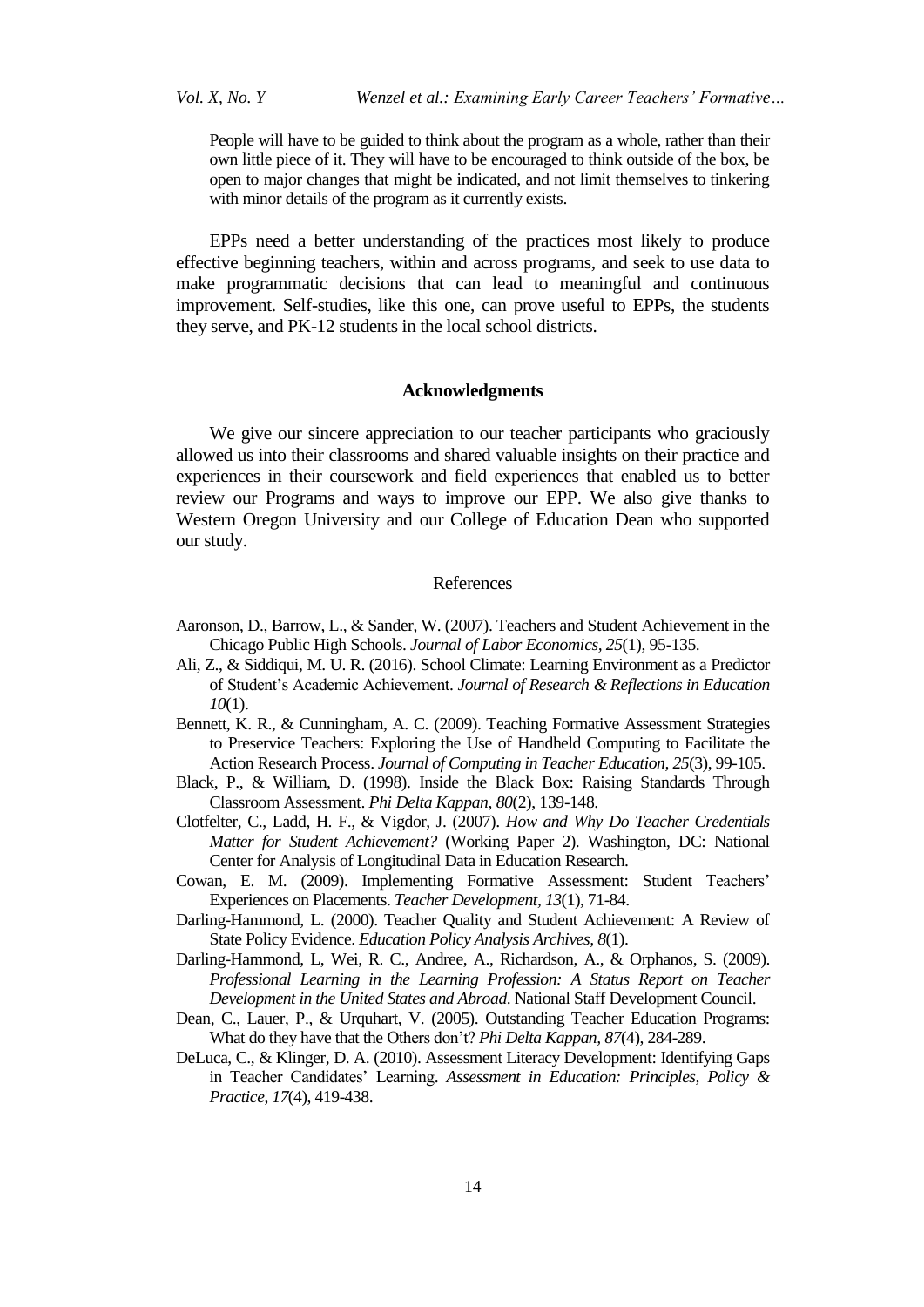> People will have to be guided to think about the program as a whole, rather than their own little piece of it. They will have to be encouraged to think outside of the box, be open to major changes that might be indicated, and not limit themselves to tinkering with minor details of the program as it currently exists.

EPPs need a better understanding of the practices most likely to produce effective beginning teachers, within and across programs, and seek to use data to make programmatic decisions that can lead to meaningful and continuous improvement. Self-studies, like this one, can prove useful to EPPs, the students they serve, and PK-12 students in the local school districts.

## Acknowledgments

We give our sincere appreciation to our teacher participants who graciously allowed us into their classrooms and shared valuable insights on their practice and experiences in their coursework and field experiences that enabled us to better review our Programs and ways to improve our EPP. We also give thanks to Western Oregon University and our College of Education Dean who supported our study.

## References

Aaronson, D., Barrow, L., & Sander, W. (2007). Teachers and Student Achievement in the Chicago Public High Schools. *Journal of Labor Economics*, *25*(1), 95-135.

Ali, Z., & Siddiqui, M. U. R. (2016). School Climate: Learning Environment as a Predictor of Student's Academic Achievement. *Journal of Research & Reflections in Education 10*(1).

Bennett, K. R., & Cunningham, A. C. (2009). Teaching Formative Assessment Strategies to Preservice Teachers: Exploring the Use of Handheld Computing to Facilitate the Action Research Process. *Journal of Computing in Teacher Education*, *25*(3), 99-105.

Black, P., & William, D. (1998). Inside the Black Box: Raising Standards Through Classroom Assessment. *Phi Delta Kappan*, *80*(2), 139-148.

Clotfelter, C., Ladd, H. F., & Vigdor, J. (2007). *How and Why Do Teacher Credentials Matter for Student Achievement?* (Working Paper 2). Washington, DC: National Center for Analysis of Longitudinal Data in Education Research.

Cowan, E. M. (2009). Implementing Formative Assessment: Student Teachers' Experiences on Placements. *Teacher Development*, *13*(1), 71-84.

Darling-Hammond, L. (2000). Teacher Quality and Student Achievement: A Review of State Policy Evidence. *Education Policy Analysis Archives*, *8*(1).

Darling-Hammond, L, Wei, R. C., Andree, A., Richardson, A., & Orphanos, S. (2009). *Professional Learning in the Learning Profession: A Status Report on Teacher Development in the United States and Abroad*. National Staff Development Council.

Dean, C., Lauer, P., & Urquhart, V. (2005). Outstanding Teacher Education Programs: What do they have that the Others don't? *Phi Delta Kappan*, *87*(4), 284-289.

DeLuca, C., & Klinger, D. A. (2010). Assessment Literacy Development: Identifying Gaps in Teacher Candidates' Learning. *Assessment in Education: Principles, Policy & Practice*, *17*(4), 419-438.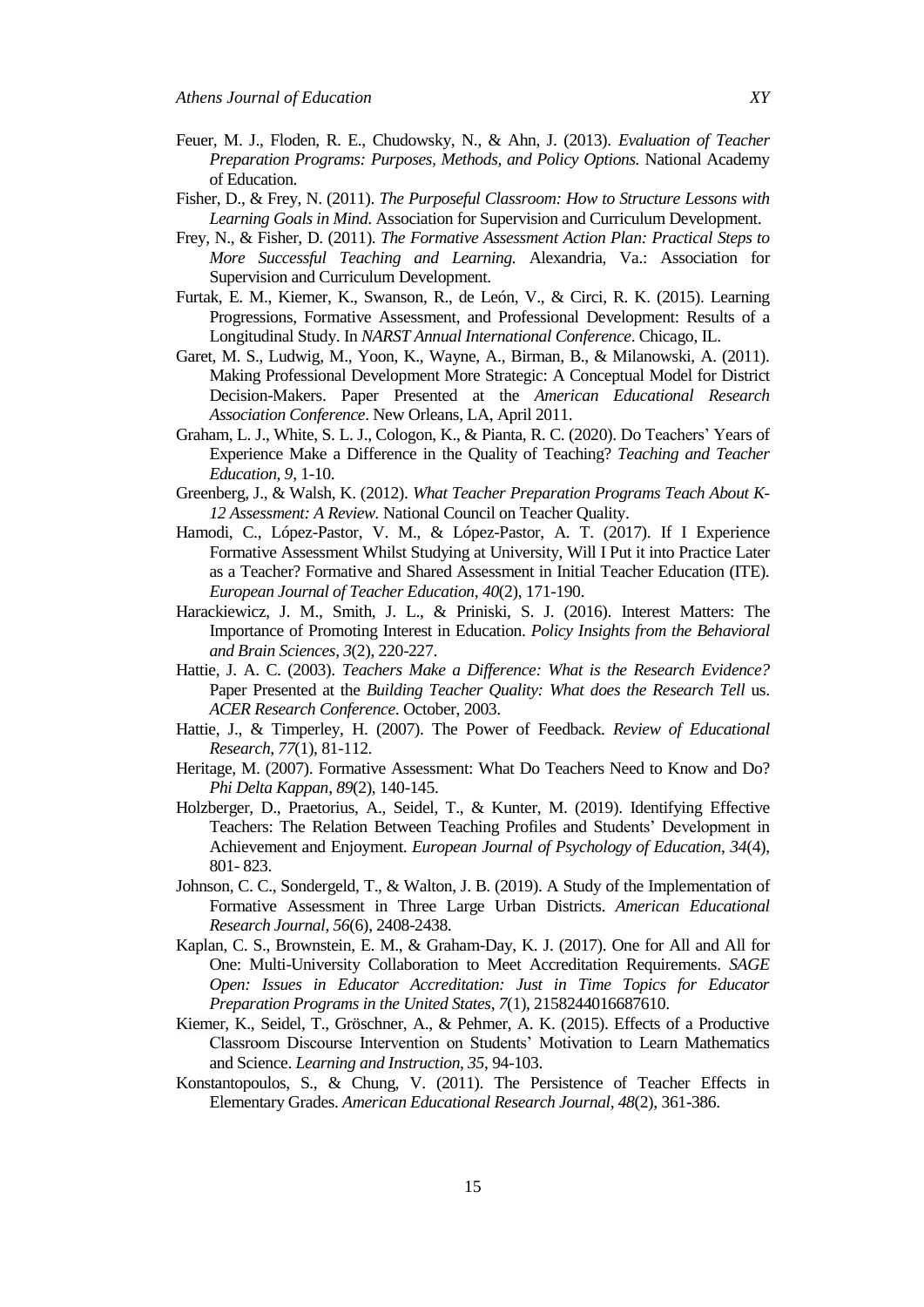Feuer, M. J., Floden, R. E., Chudowsky, N., & Ahn, J. (2013). *Evaluation of Teacher Preparation Programs: Purposes, Methods, and Policy Options.* National Academy of Education.

Fisher, D., & Frey, N. (2011). *The Purposeful Classroom: How to Structure Lessons with Learning Goals in Mind.* Association for Supervision and Curriculum Development.

Frey, N., & Fisher, D. (2011). *The Formative Assessment Action Plan: Practical Steps to More Successful Teaching and Learning.* Alexandria, Va.: Association for Supervision and Curriculum Development.

Furtak, E. M., Kiemer, K., Swanson, R., de León, V., & Circi, R. K. (2015). Learning Progressions, Formative Assessment, and Professional Development: Results of a Longitudinal Study. In *NARST Annual International Conference*. Chicago, IL.

Garet, M. S., Ludwig, M., Yoon, K., Wayne, A., Birman, B., & Milanowski, A. (2011). Making Professional Development More Strategic: A Conceptual Model for District Decision-Makers. Paper Presented at the *American Educational Research Association Conference*. New Orleans, LA, April 2011.

Graham, L. J., White, S. L. J., Cologon, K., & Pianta, R. C. (2020). Do Teachers' Years of Experience Make a Difference in the Quality of Teaching? *Teaching and Teacher Education, 9*, 1-10.

Greenberg, J., & Walsh, K. (2012). *What Teacher Preparation Programs Teach About K-12 Assessment: A Review.* National Council on Teacher Quality.

Hamodi, C., López-Pastor, V. M., & López-Pastor, A. T. (2017). If I Experience Formative Assessment Whilst Studying at University, Will I Put it into Practice Later as a Teacher? Formative and Shared Assessment in Initial Teacher Education (ITE). *European Journal of Teacher Education*, *40*(2), 171-190.

Harackiewicz, J. M., Smith, J. L., & Priniski, S. J. (2016). Interest Matters: The Importance of Promoting Interest in Education. *Policy Insights from the Behavioral and Brain Sciences*, *3*(2), 220-227.

Hattie, J. A. C. (2003). *Teachers Make a Difference: What is the Research Evidence?* Paper Presented at the *Building Teacher Quality: What does the Research Tell* us. *ACER Research Conference*. October, 2003.

Hattie, J., & Timperley, H. (2007). The Power of Feedback. *Review of Educational Research*, *77*(1), 81-112.

Heritage, M. (2007). Formative Assessment: What Do Teachers Need to Know and Do? *Phi Delta Kappan*, *89*(2), 140-145.

Holzberger, D., Praetorius, A., Seidel, T., & Kunter, M. (2019). Identifying Effective Teachers: The Relation Between Teaching Profiles and Students' Development in Achievement and Enjoyment. *European Journal of Psychology of Education, 34*(4), 801- 823.

Johnson, C. C., Sondergeld, T., & Walton, J. B. (2019). A Study of the Implementation of Formative Assessment in Three Large Urban Districts. *American Educational Research Journal*, *56*(6), 2408-2438.

Kaplan, C. S., Brownstein, E. M., & Graham-Day, K. J. (2017). One for All and All for One: Multi-University Collaboration to Meet Accreditation Requirements. *SAGE Open: Issues in Educator Accreditation: Just in Time Topics for Educator Preparation Programs in the United States*, *7*(1), 2158244016687610.

Kiemer, K., Seidel, T., Gröschner, A., & Pehmer, A. K. (2015). Effects of a Productive Classroom Discourse Intervention on Students' Motivation to Learn Mathematics and Science. *Learning and Instruction, 35*, 94-103.

Konstantopoulos, S., & Chung, V. (2011). The Persistence of Teacher Effects in Elementary Grades. *American Educational Research Journal, 48*(2), 361-386.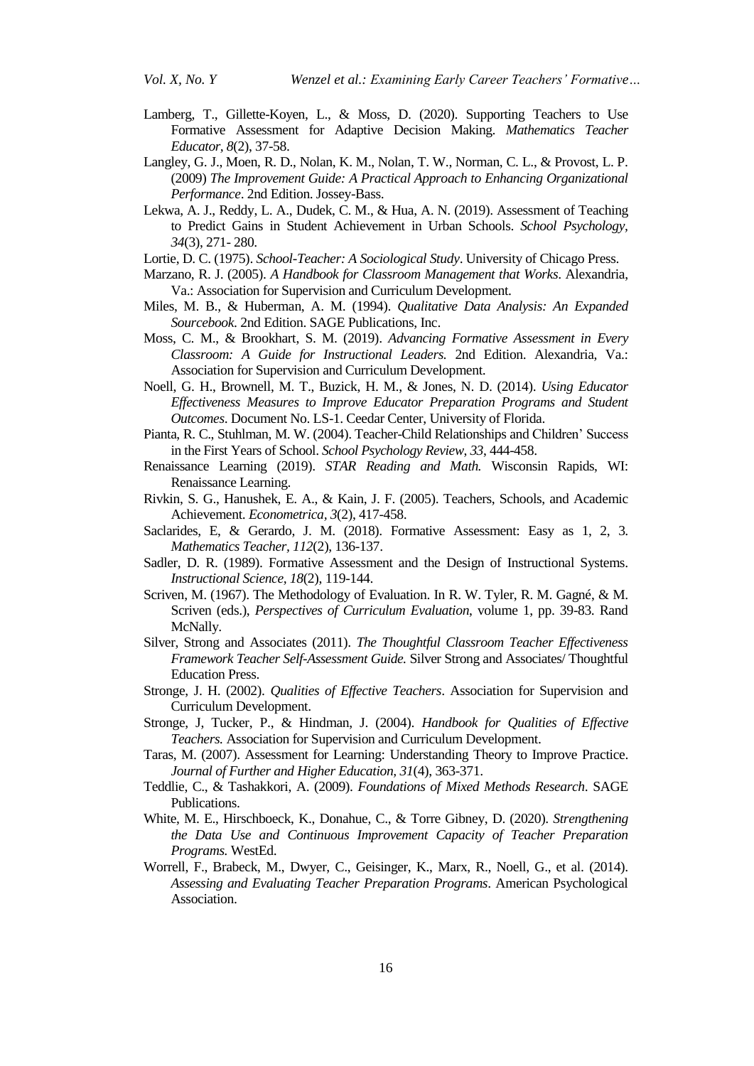Lamberg, T., Gillette-Koyen, L., & Moss, D. (2020). Supporting Teachers to Use Formative Assessment for Adaptive Decision Making. *Mathematics Teacher Educator*, *8*(2), 37-58.

Langley, G. J., Moen, R. D., Nolan, K. M., Nolan, T. W., Norman, C. L., & Provost, L. P. (2009) *The Improvement Guide: A Practical Approach to Enhancing Organizational Performance*. 2nd Edition. Jossey-Bass.

Lekwa, A. J., Reddy, L. A., Dudek, C. M., & Hua, A. N. (2019). Assessment of Teaching to Predict Gains in Student Achievement in Urban Schools. *School Psychology, 34*(3), 271- 280.

Lortie, D. C. (1975). *School-Teacher: A Sociological Study*. University of Chicago Press.

Marzano, R. J. (2005). *A Handbook for Classroom Management that Works*. Alexandria, Va.: Association for Supervision and Curriculum Development.

Miles, M. B., & Huberman, A. M. (1994). *Qualitative Data Analysis: An Expanded Sourcebook*. 2nd Edition. SAGE Publications, Inc.

Moss, C. M., & Brookhart, S. M. (2019). *Advancing Formative Assessment in Every Classroom: A Guide for Instructional Leaders.* 2nd Edition. Alexandria, Va.: Association for Supervision and Curriculum Development.

Noell, G. H., Brownell, M. T., Buzick, H. M., & Jones, N. D. (2014). *Using Educator Effectiveness Measures to Improve Educator Preparation Programs and Student Outcomes*. Document No. LS-1. Ceedar Center, University of Florida.

Pianta, R. C., Stuhlman, M. W. (2004). Teacher-Child Relationships and Children' Success in the First Years of School. *School Psychology Review*, *33*, 444-458.

Renaissance Learning (2019). *STAR Reading and Math.* Wisconsin Rapids, WI: Renaissance Learning.

Rivkin, S. G., Hanushek, E. A., & Kain, J. F. (2005). Teachers, Schools, and Academic Achievement. *Econometrica*, *3*(2), 417-458.

Saclarides, E, & Gerardo, J. M. (2018). Formative Assessment: Easy as 1, 2, 3. *Mathematics Teacher, 112*(2), 136-137.

Sadler, D. R. (1989). Formative Assessment and the Design of Instructional Systems. *Instructional Science, 18*(2), 119-144.

Scriven, M. (1967). The Methodology of Evaluation. In R. W. Tyler, R. M. Gagné, & M. Scriven (eds.), *Perspectives of Curriculum Evaluation*, volume 1, pp. 39-83. Rand McNally.

Silver, Strong and Associates (2011). *The Thoughtful Classroom Teacher Effectiveness Framework Teacher Self-Assessment Guide.* Silver Strong and Associates/ Thoughtful Education Press.

Stronge, J. H. (2002). *Qualities of Effective Teachers*. Association for Supervision and Curriculum Development.

Stronge, J, Tucker, P., & Hindman, J. (2004). *Handbook for Qualities of Effective Teachers.* Association for Supervision and Curriculum Development.

Taras, M. (2007). Assessment for Learning: Understanding Theory to Improve Practice. *Journal of Further and Higher Education*, *31*(4), 363-371.

Teddlie, C., & Tashakkori, A. (2009). *Foundations of Mixed Methods Research*. SAGE Publications.

White, M. E., Hirschboeck, K., Donahue, C., & Torre Gibney, D. (2020). *Strengthening the Data Use and Continuous Improvement Capacity of Teacher Preparation Programs.* WestEd.

Worrell, F., Brabeck, M., Dwyer, C., Geisinger, K., Marx, R., Noell, G., et al. (2014). *Assessing and Evaluating Teacher Preparation Programs*. American Psychological Association.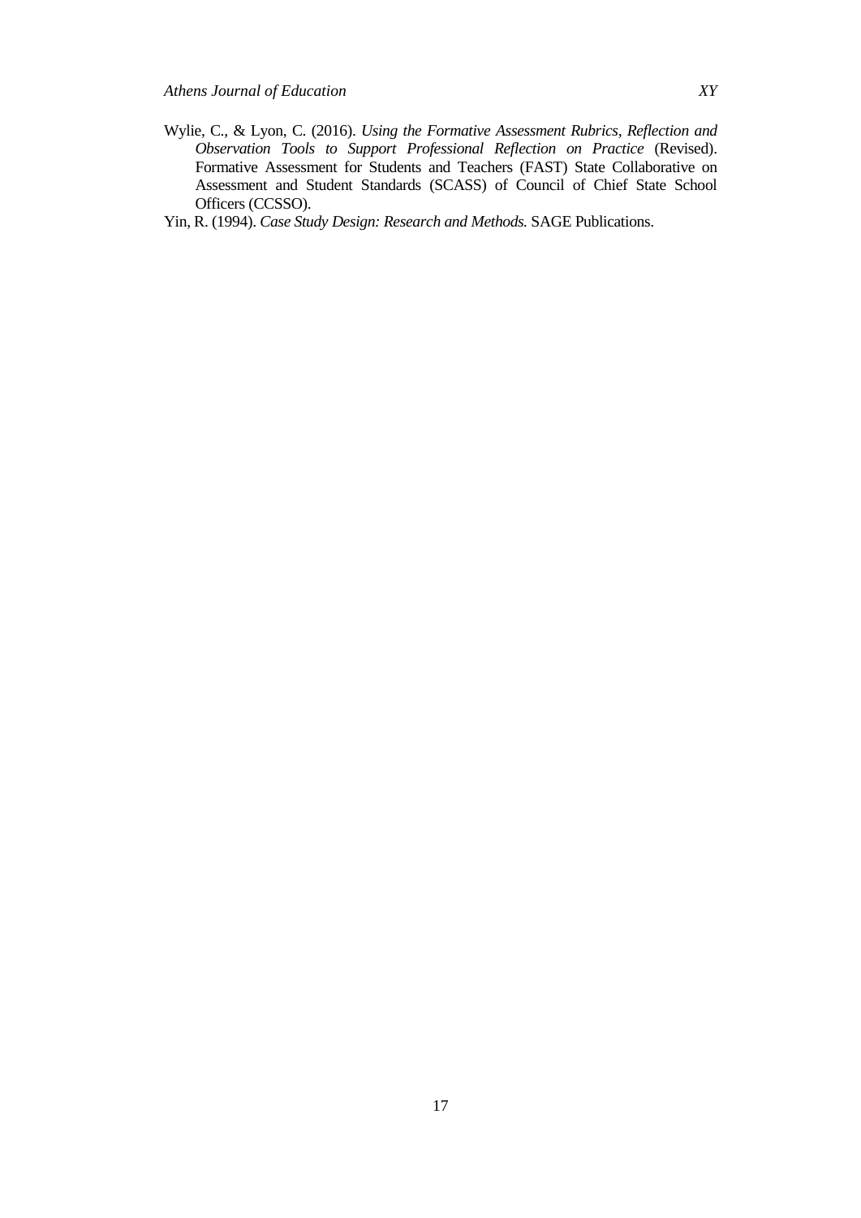Wylie, C., & Lyon, C. (2016). *Using the Formative Assessment Rubrics, Reflection and Observation Tools to Support Professional Reflection on Practice* (Revised). Formative Assessment for Students and Teachers (FAST) State Collaborative on Assessment and Student Standards (SCASS) of Council of Chief State School Officers (CCSSO).

Yin, R. (1994). *Case Study Design: Research and Methods.* SAGE Publications.